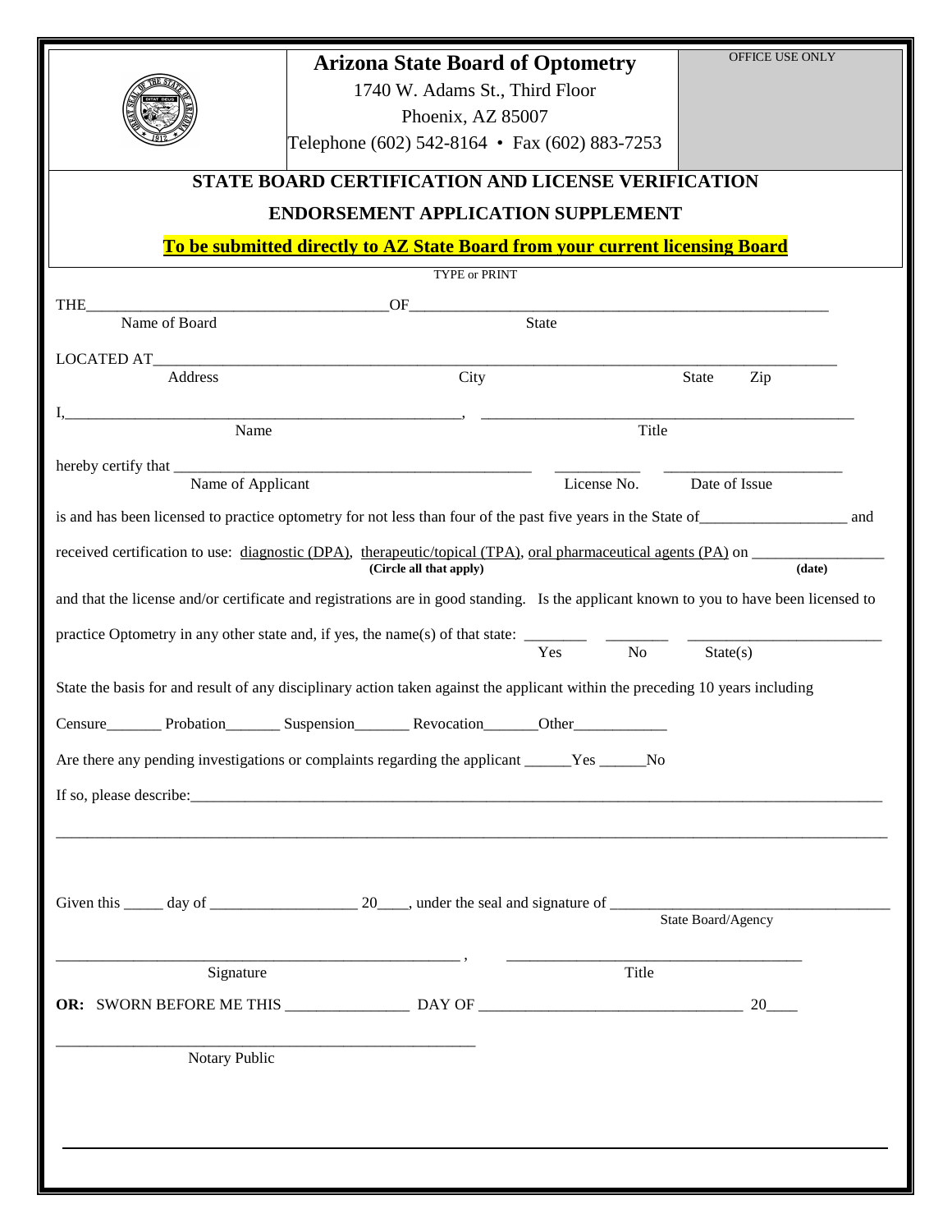# Arizona State Board of Optometry

1740 W. Adams St., Third Floor
Phoenix, AZ 85007
Telephone (602) 542-8164 • Fax (602) 883-7253

OFFICE USE ONLY

## STATE BOARD CERTIFICATION AND LICENSE VERIFICATION

## ENDORSEMENT APPLICATION SUPPLEMENT

**To be submitted directly to AZ State Board from your current licensing Board**

TYPE or PRINT

THE_______________________________________OF_______________________________________________________
Name of Board State

LOCATED AT_________________________________________________________________________________________
Address City State Zip

I,__________________________________________________, ________________________________________________
Name Title

hereby certify that _______________________________________________ ___________ _______________________
Name of Applicant License No. Date of Issue

is and has been licensed to practice optometry for not less than four of the past five years in the State of___________________ and

received certification to use: diagnostic (DPA), therapeutic/topical (TPA), oral pharmaceutical agents (PA) on _________________
**(Circle all that apply)** **(date)**

and that the license and/or certificate and registrations are in good standing. Is the applicant known to you to have been licensed to

practice Optometry in any other state and, if yes, the name(s) of that state: ________ ________ _________________________
Yes No State(s)

State the basis for and result of any disciplinary action taken against the applicant within the preceding 10 years including

Censure_______ Probation_______ Suspension_______ Revocation_______Other____________

Are there any pending investigations or complaints regarding the applicant ______Yes ______No

If so, please describe:_____________________________________________________________________________________

___________________________________________________________________________________________________________

Given this _____ day of ___________________ 20____, under the seal and signature of ___________________________________
State Board/Agency

______________________________________________________ , ______________________________________
Signature Title

**OR:** SWORN BEFORE ME THIS ________________ DAY OF __________________________________ 20____

____________________________________________________
Notary Public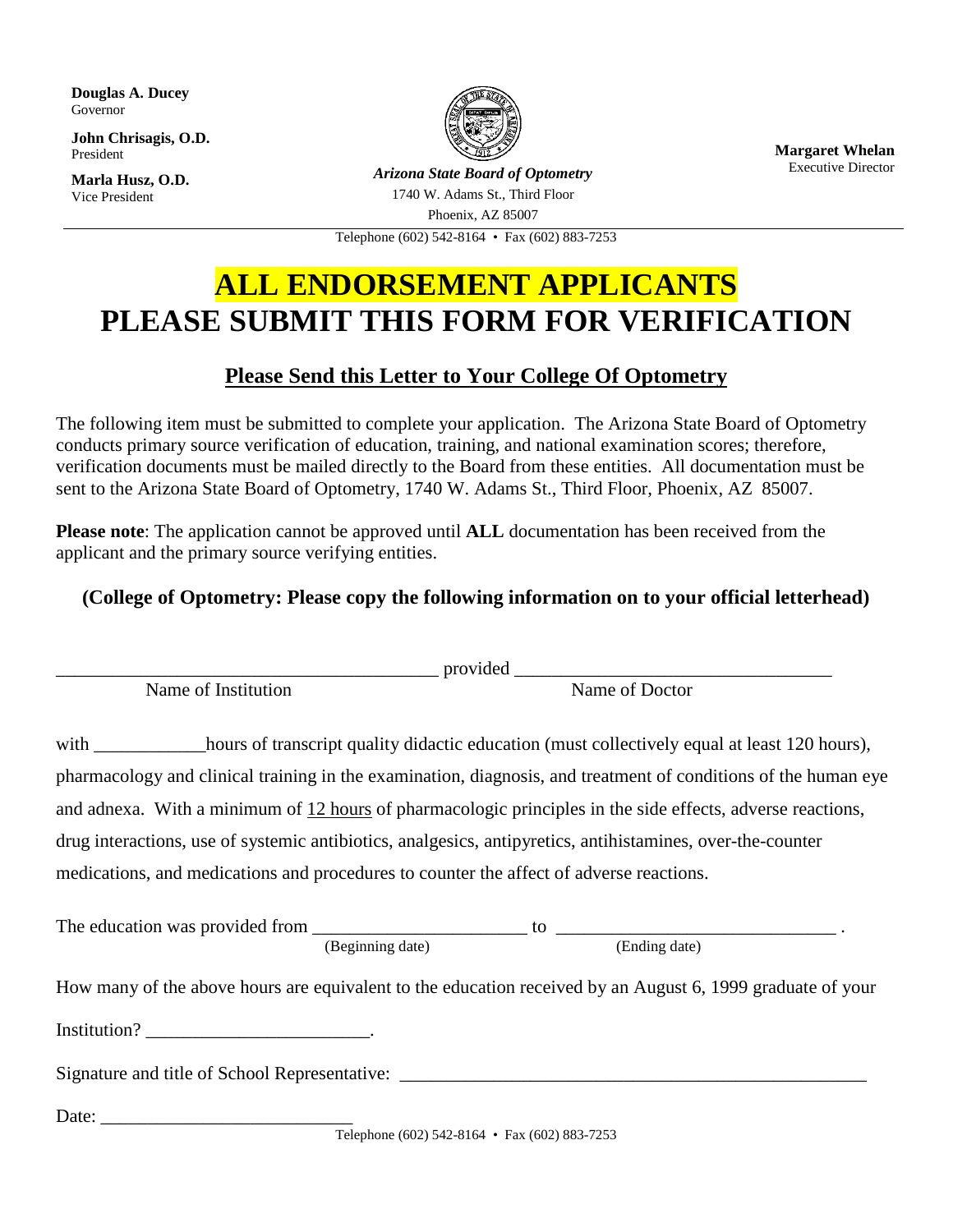**Douglas A. Ducey**
Governor

**John Chrisagis, O.D.**
President

**Marla Husz, O.D.**
Vice President

*Arizona State Board of Optometry*
1740 W. Adams St., Third Floor
Phoenix, AZ 85007
Telephone (602) 542-8164 • Fax (602) 883-7253

**Margaret Whelan**
Executive Director

# ALL ENDORSEMENT APPLICANTS
# PLEASE SUBMIT THIS FORM FOR VERIFICATION

## Please Send this Letter to Your College Of Optometry

The following item must be submitted to complete your application. The Arizona State Board of Optometry conducts primary source verification of education, training, and national examination scores; therefore, verification documents must be mailed directly to the Board from these entities. All documentation must be sent to the Arizona State Board of Optometry, 1740 W. Adams St., Third Floor, Phoenix, AZ 85007.

**Please note**: The application cannot be approved until **ALL** documentation has been received from the applicant and the primary source verifying entities.

**(College of Optometry: Please copy the following information on to your official letterhead)**

__________________________________________ provided __________________________________
Name of Institution                                                    Name of Doctor

with ____________hours of transcript quality didactic education (must collectively equal at least 120 hours), pharmacology and clinical training in the examination, diagnosis, and treatment of conditions of the human eye and adnexa. With a minimum of 12 hours of pharmacologic principles in the side effects, adverse reactions, drug interactions, use of systemic antibiotics, analgesics, antipyretics, antihistamines, over-the-counter medications, and medications and procedures to counter the affect of adverse reactions.

The education was provided from ________________________ to ______________________________ .
(Beginning date)                                    (Ending date)

How many of the above hours are equivalent to the education received by an August 6, 1999 graduate of your Institution? _________________________.

Signature and title of School Representative: ____________________________________________________

Date: ___________________________

Telephone (602) 542-8164 • Fax (602) 883-7253